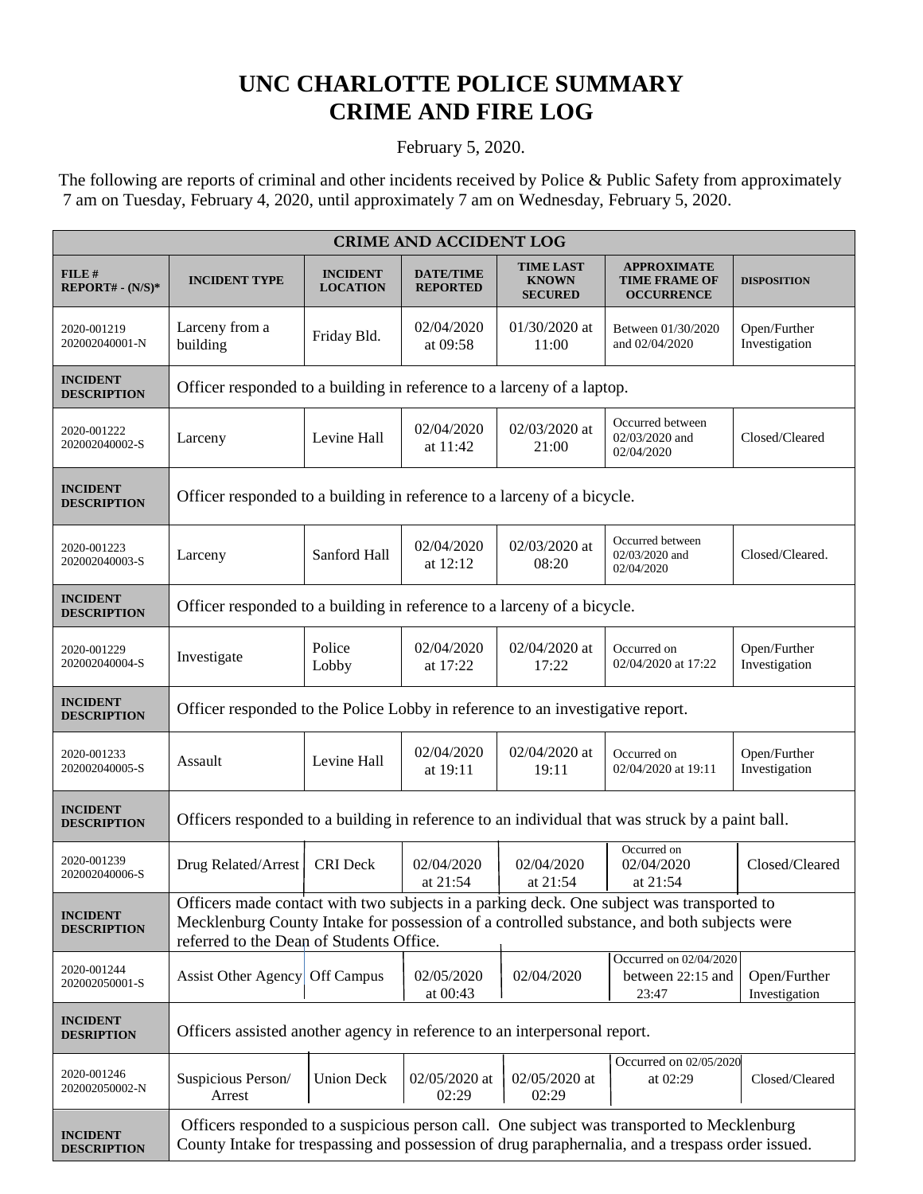# UNC CHARLOTTE POLICE SUMMARY
# CRIME AND FIRE LOG

February 5, 2020.

The following are reports of criminal and other incidents received by Police & Public Safety from approximately 7 am on Tuesday, February 4, 2020, until approximately 7 am on Wednesday, February 5, 2020.

| CRIME AND ACCIDENT LOG | | | | | | |
|---|---|---|---|---|---|---|
| **FILE # REPORT# - (N/S)*** | **INCIDENT TYPE** | **INCIDENT LOCATION** | **DATE/TIME REPORTED** | **TIME LAST KNOWN SECURED** | **APPROXIMATE TIME FRAME OF OCCURRENCE** | **DISPOSITION** |
| 2020-001219 202002040001-N | Larceny from a building | Friday Bld. | 02/04/2020 at 09:58 | 01/30/2020 at 11:00 | Between 01/30/2020 and 02/04/2020 | Open/Further Investigation |
| **INCIDENT DESCRIPTION** | Officer responded to a building in reference to a larceny of a laptop. | | | | | |
| 2020-001222 202002040002-S | Larceny | Levine Hall | 02/04/2020 at 11:42 | 02/03/2020 at 21:00 | Occurred between 02/03/2020 and 02/04/2020 | Closed/Cleared |
| **INCIDENT DESCRIPTION** | Officer responded to a building in reference to a larceny of a bicycle. | | | | | |
| 2020-001223 202002040003-S | Larceny | Sanford Hall | 02/04/2020 at 12:12 | 02/03/2020 at 08:20 | Occurred between 02/03/2020 and 02/04/2020 | Closed/Cleared. |
| **INCIDENT DESCRIPTION** | Officer responded to a building in reference to a larceny of a bicycle. | | | | | |
| 2020-001229 202002040004-S | Investigate | Police Lobby | 02/04/2020 at 17:22 | 02/04/2020 at 17:22 | Occurred on 02/04/2020 at 17:22 | Open/Further Investigation |
| **INCIDENT DESCRIPTION** | Officer responded to the Police Lobby in reference to an investigative report. | | | | | |
| 2020-001233 202002040005-S | Assault | Levine Hall | 02/04/2020 at 19:11 | 02/04/2020 at 19:11 | Occurred on 02/04/2020 at 19:11 | Open/Further Investigation |
| **INCIDENT DESCRIPTION** | Officers responded to a building in reference to an individual that was struck by a paint ball. | | | | | |
| 2020-001239 202002040006-S | Drug Related/Arrest | CRI Deck | 02/04/2020 at 21:54 | 02/04/2020 at 21:54 | Occurred on 02/04/2020 at 21:54 | Closed/Cleared |
| **INCIDENT DESCRIPTION** | Officers made contact with two subjects in a parking deck. One subject was transported to Mecklenburg County Intake for possession of a controlled substance, and both subjects were referred to the Dean of Students Office. | | | | | |
| 2020-001244 202002050001-S | Assist Other Agency | Off Campus | 02/05/2020 at 00:43 | 02/04/2020 | Occurred on 02/04/2020 between 22:15 and 23:47 | Open/Further Investigation |
| **INCIDENT DESRIPTION** | Officers assisted another agency in reference to an interpersonal report. | | | | | |
| 2020-001246 202002050002-N | Suspicious Person/ Arrest | Union Deck | 02/05/2020 at 02:29 | 02/05/2020 at 02:29 | Occurred on 02/05/2020 at 02:29 | Closed/Cleared |
| **INCIDENT DESCRIPTION** | Officers responded to a suspicious person call. One subject was transported to Mecklenburg County Intake for trespassing and possession of drug paraphernalia, and a trespass order issued. | | | | | |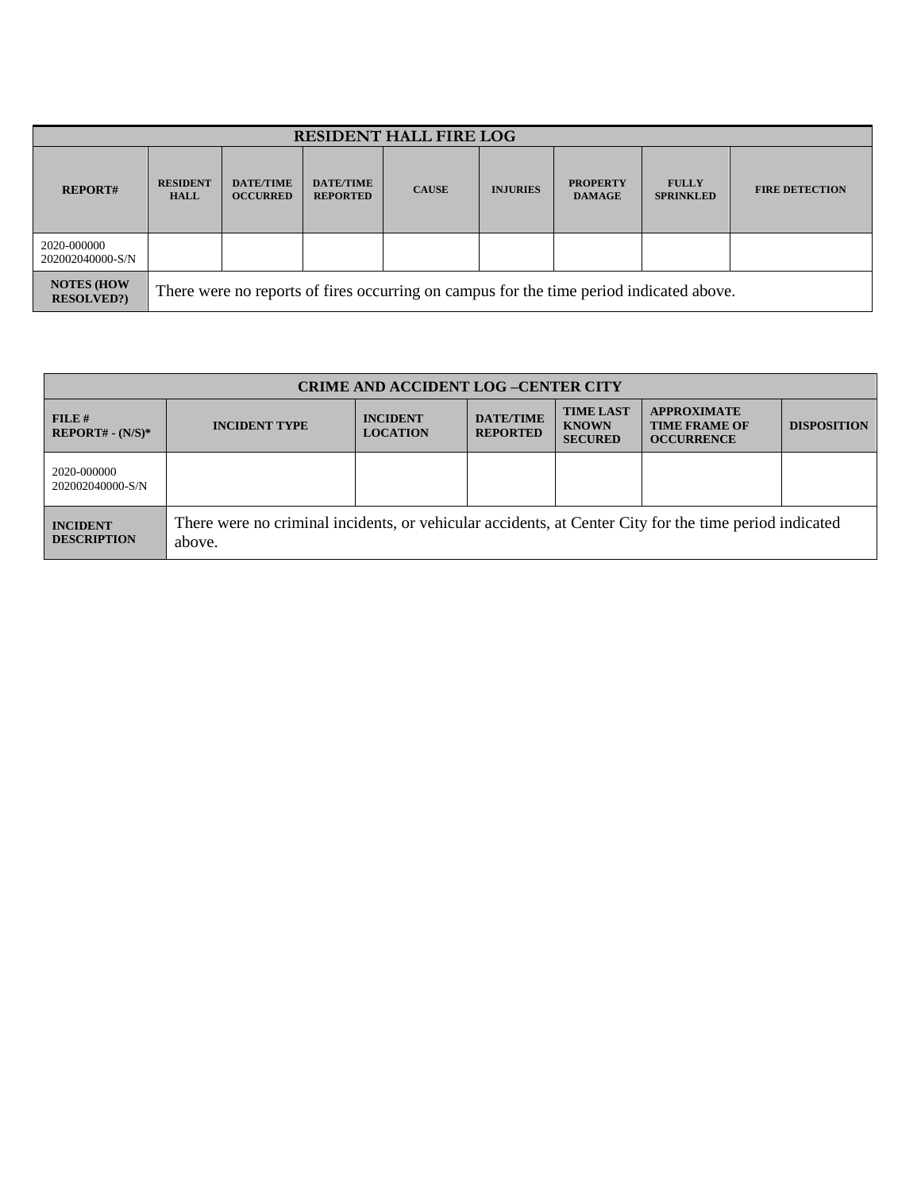| RESIDENT HALL FIRE LOG | | | | | | | | |
|---|---|---|---|---|---|---|---|---|
| **REPORT#** | **RESIDENT HALL** | **DATE/TIME OCCURRED** | **DATE/TIME REPORTED** | **CAUSE** | **INJURIES** | **PROPERTY DAMAGE** | **FULLY SPRINKLED** | **FIRE DETECTION** |
| 2020-000000 202002040000-S/N | | | | | | | | |
| **NOTES (HOW RESOLVED?)** | There were no reports of fires occurring on campus for the time period indicated above. | | | | | | | |

| CRIME AND ACCIDENT LOG –CENTER CITY | | | | | | |
|---|---|---|---|---|---|---|
| **FILE # REPORT# - (N/S)*** | **INCIDENT TYPE** | **INCIDENT LOCATION** | **DATE/TIME REPORTED** | **TIME LAST KNOWN SECURED** | **APPROXIMATE TIME FRAME OF OCCURRENCE** | **DISPOSITION** |
| 2020-000000 202002040000-S/N | | | | | | |
| **INCIDENT DESCRIPTION** | There were no criminal incidents, or vehicular accidents, at Center City for the time period indicated above. | | | | | |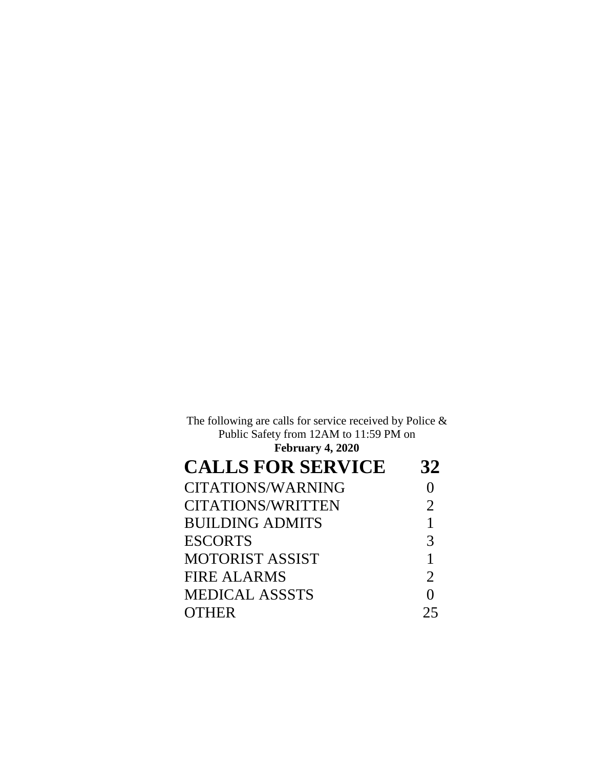The following are calls for service received by Police & Public Safety from 12AM to 11:59 PM on

**February 4, 2020**

| | |
|---|---|
| **CALLS FOR SERVICE** | **32** |
| CITATIONS/WARNING | 0 |
| CITATIONS/WRITTEN | 2 |
| BUILDING ADMITS | 1 |
| ESCORTS | 3 |
| MOTORIST ASSIST | 1 |
| FIRE ALARMS | 2 |
| MEDICAL ASSSTS | 0 |
| OTHER | 25 |